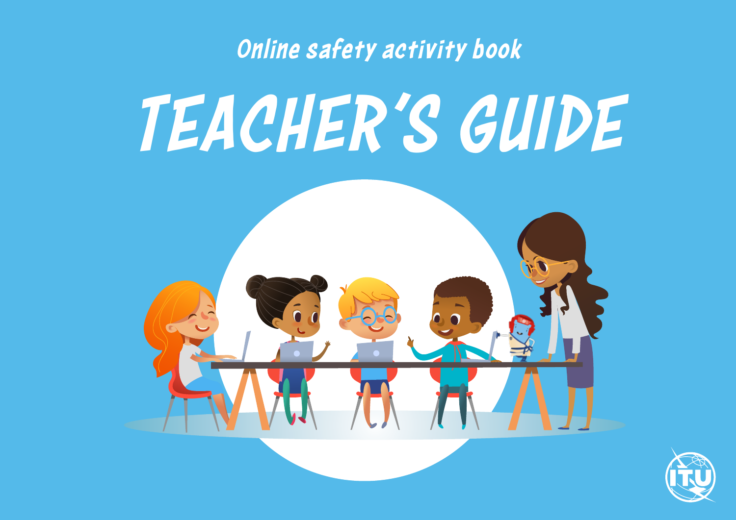Online safety activity book

# TEACHER'S GUIDE

ITU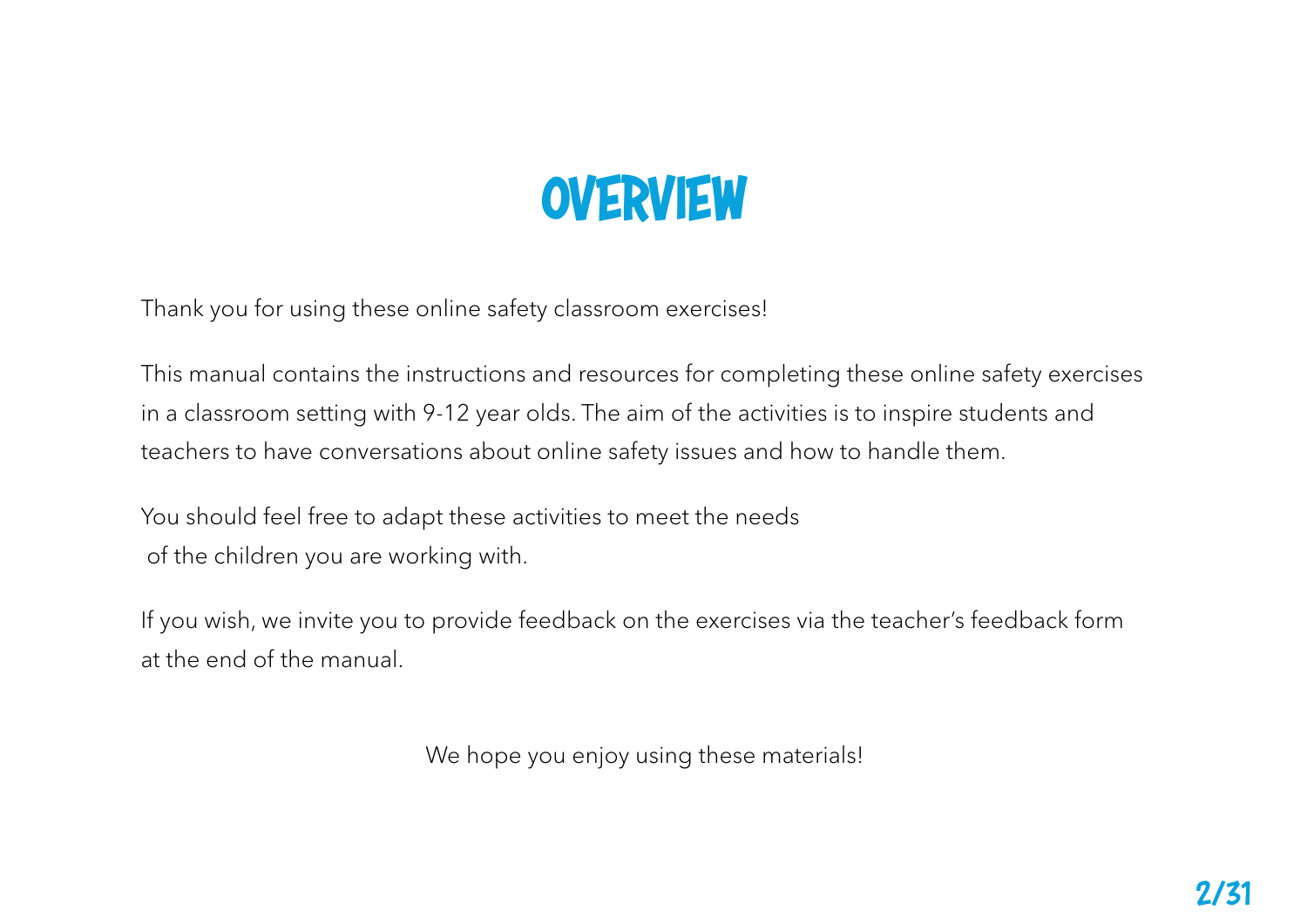# OVERVIEW

Thank you for using these online safety classroom exercises!

This manual contains the instructions and resources for completing these online safety exercises in a classroom setting with 9-12 year olds. The aim of the activities is to inspire students and teachers to have conversations about online safety issues and how to handle them.

You should feel free to adapt these activities to meet the needs of the children you are working with.

If you wish, we invite you to provide feedback on the exercises via the teacher's feedback form at the end of the manual.

We hope you enjoy using these materials!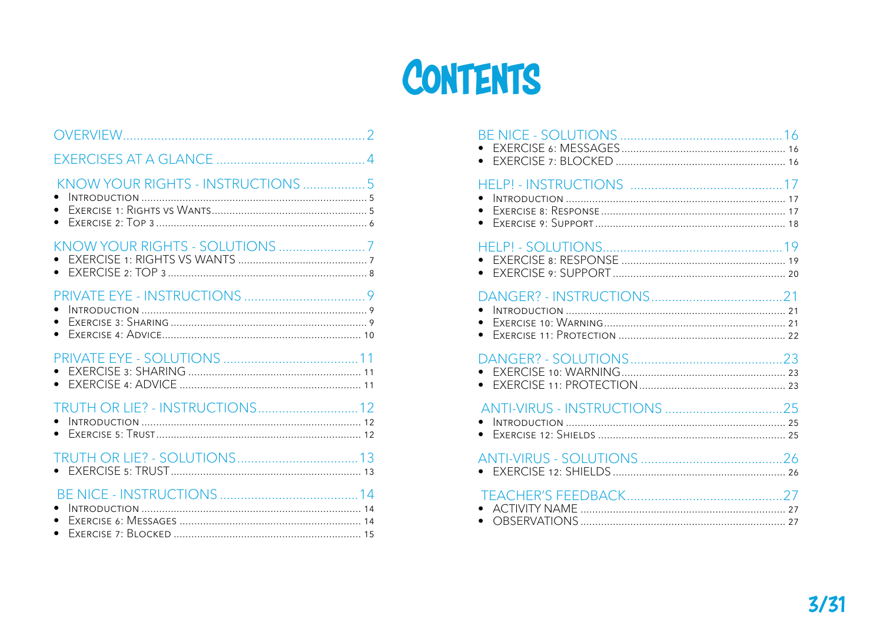# Contents

- OVERVIEW ..... 2
- EXERCISES AT A GLANCE ..... 4
- KNOW YOUR RIGHTS - INSTRUCTIONS ..... 5
  - Introduction ..... 5
  - Exercise 1: Rights vs Wants ..... 5
  - Exercise 2: Top 3 ..... 6
- KNOW YOUR RIGHTS - SOLUTIONS ..... 7
  - EXERCISE 1: RIGHTS VS WANTS ..... 7
  - EXERCISE 2: TOP 3 ..... 8
- PRIVATE EYE - INSTRUCTIONS ..... 9
  - Introduction ..... 9
  - Exercise 3: Sharing ..... 9
  - Exercise 4: Advice ..... 10
- PRIVATE EYE - SOLUTIONS ..... 11
  - EXERCISE 3: SHARING ..... 11
  - EXERCISE 4: ADVICE ..... 11
- TRUTH OR LIE? - INSTRUCTIONS ..... 12
  - Introduction ..... 12
  - Exercise 5: Trust ..... 12
- TRUTH OR LIE? - SOLUTIONS ..... 13
  - EXERCISE 5: TRUST ..... 13
- BE NICE - INSTRUCTIONS ..... 14
  - Introduction ..... 14
  - Exercise 6: Messages ..... 14
  - Exercise 7: Blocked ..... 15
- BE NICE - SOLUTIONS ..... 16
  - EXERCISE 6: MESSAGES ..... 16
  - EXERCISE 7: BLOCKED ..... 16
- HELP! - INSTRUCTIONS ..... 17
  - Introduction ..... 17
  - Exercise 8: Response ..... 17
  - Exercise 9: Support ..... 18
- HELP! - SOLUTIONS ..... 19
  - EXERCISE 8: RESPONSE ..... 19
  - EXERCISE 9: SUPPORT ..... 20
- DANGER? - INSTRUCTIONS ..... 21
  - Introduction ..... 21
  - Exercise 10: Warning ..... 21
  - Exercise 11: Protection ..... 22
- DANGER? - SOLUTIONS ..... 23
  - EXERCISE 10: WARNING ..... 23
  - EXERCISE 11: PROTECTION ..... 23
- ANTI-VIRUS - INSTRUCTIONS ..... 25
  - Introduction ..... 25
  - Exercise 12: Shields ..... 25
- ANTI-VIRUS - SOLUTIONS ..... 26
  - EXERCISE 12: SHIELDS ..... 26
- TEACHER'S FEEDBACK ..... 27
  - ACTIVITY NAME ..... 27
  - OBSERVATIONS ..... 27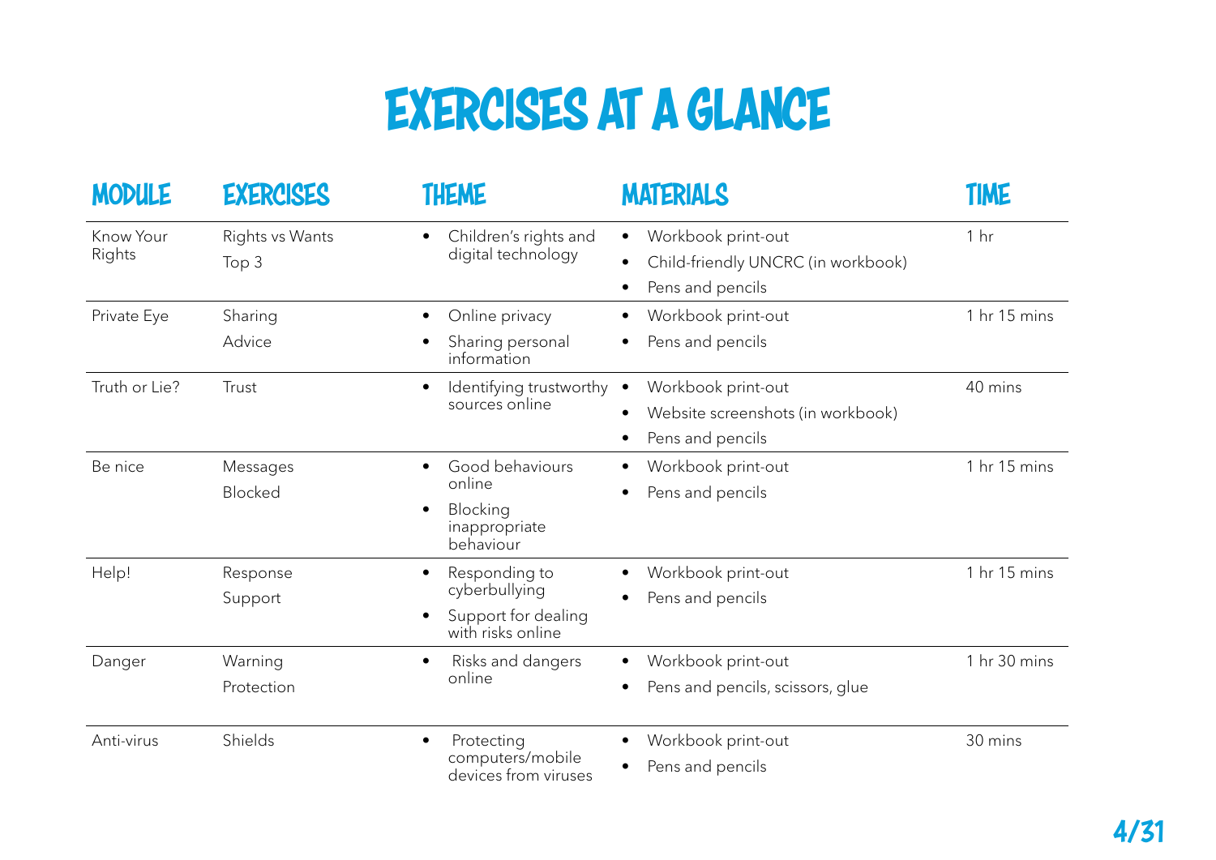# EXERCISES AT A GLANCE

| MODULE | EXERCISES | THEME | MATERIALS | TIME |
|---|---|---|---|---|
| Know Your Rights | Rights vs Wants<br>Top 3 | • Children's rights and digital technology | • Workbook print-out<br>• Child-friendly UNCRC (in workbook)<br>• Pens and pencils | 1 hr |
| Private Eye | Sharing<br>Advice | • Online privacy<br>• Sharing personal information | • Workbook print-out<br>• Pens and pencils | 1 hr 15 mins |
| Truth or Lie? | Trust | • Identifying trustworthy sources online | • Workbook print-out<br>• Website screenshots (in workbook)<br>• Pens and pencils | 40 mins |
| Be nice | Messages<br>Blocked | • Good behaviours online<br>• Blocking inappropriate behaviour | • Workbook print-out<br>• Pens and pencils | 1 hr 15 mins |
| Help! | Response<br>Support | • Responding to cyberbullying<br>• Support for dealing with risks online | • Workbook print-out<br>• Pens and pencils | 1 hr 15 mins |
| Danger | Warning<br>Protection | • Risks and dangers online | • Workbook print-out<br>• Pens and pencils, scissors, glue | 1 hr 30 mins |
| Anti-virus | Shields | • Protecting computers/mobile devices from viruses | • Workbook print-out<br>• Pens and pencils | 30 mins |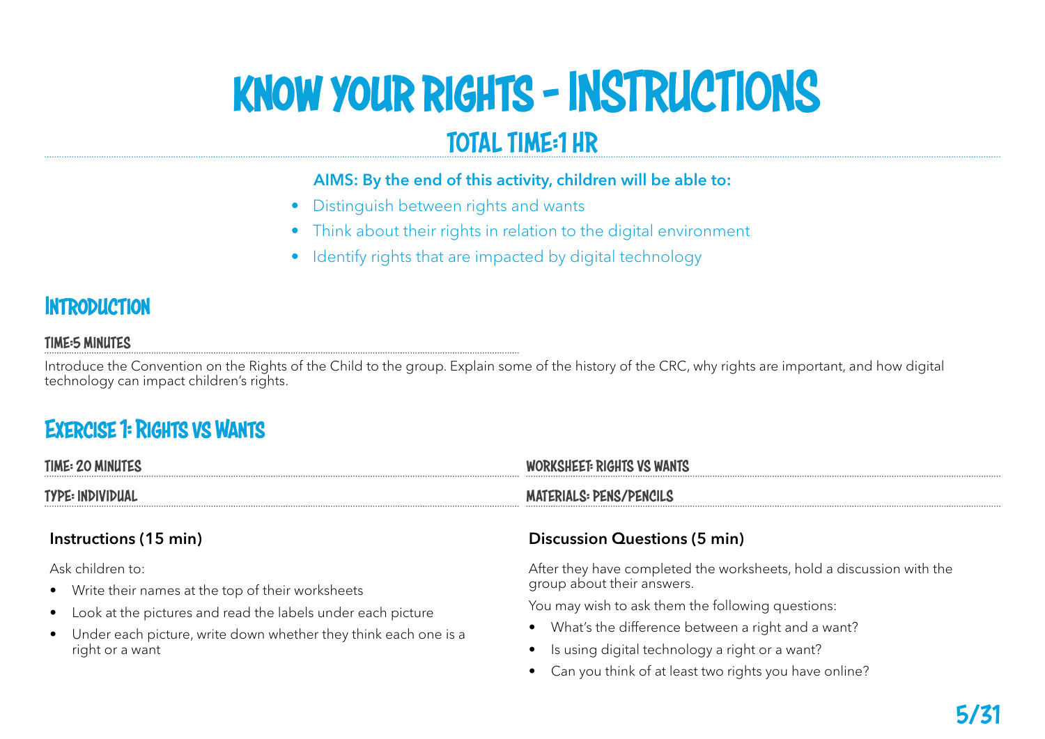# KNOW YOUR RIGHTS - INSTRUCTIONS

## TOTAL TIME:1 HR

**AIMS: By the end of this activity, children will be able to:**

- Distinguish between rights and wants
- Think about their rights in relation to the digital environment
- Identify rights that are impacted by digital technology

## Introduction

TIME:5 MINUTES

Introduce the Convention on the Rights of the Child to the group. Explain some of the history of the CRC, why rights are important, and how digital technology can impact children's rights.

## Exercise 1: Rights vs Wants

TIME: 20 MINUTES

TYPE: INDIVIDUAL

WORKSHEET: RIGHTS VS WANTS

MATERIALS: PENS/PENCILS

### Instructions (15 min)

Ask children to:

- Write their names at the top of their worksheets
- Look at the pictures and read the labels under each picture
- Under each picture, write down whether they think each one is a right or a want

### Discussion Questions (5 min)

After they have completed the worksheets, hold a discussion with the group about their answers.

You may wish to ask them the following questions:

- What's the difference between a right and a want?
- Is using digital technology a right or a want?
- Can you think of at least two rights you have online?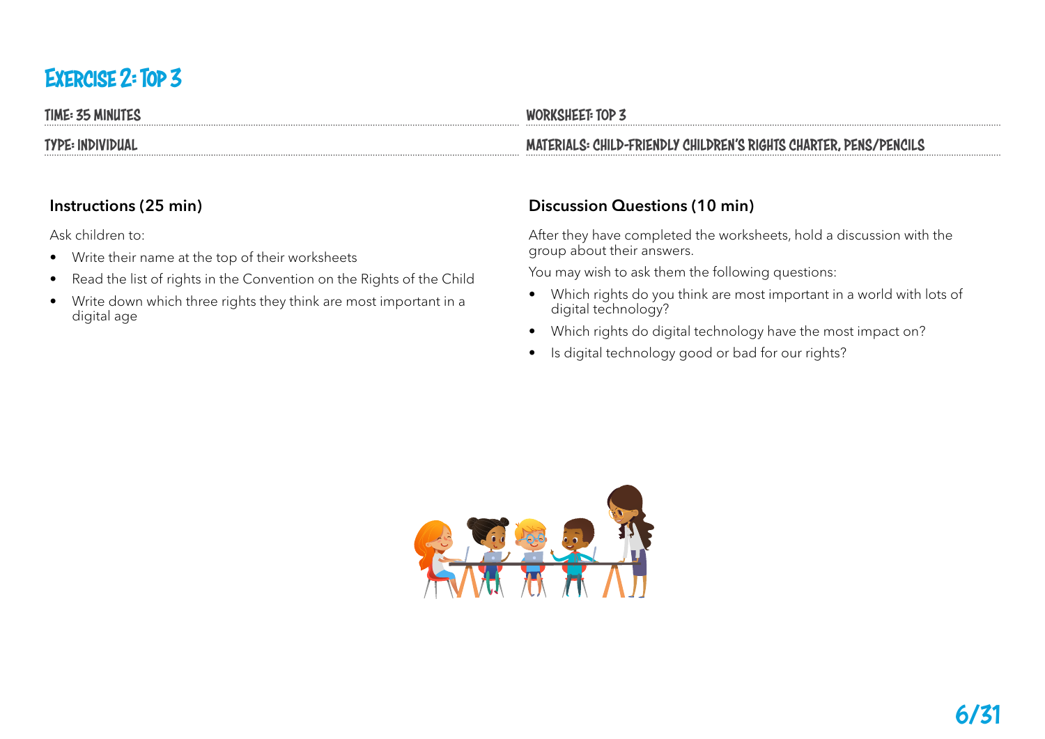# Exercise 2: Top 3

TIME: 35 MINUTES

WORKSHEET: TOP 3

TYPE: INDIVIDUAL

MATERIALS: CHILD-FRIENDLY CHILDREN'S RIGHTS CHARTER, PENS/PENCILS

## Instructions (25 min)

Ask children to:

- Write their name at the top of their worksheets
- Read the list of rights in the Convention on the Rights of the Child
- Write down which three rights they think are most important in a digital age

## Discussion Questions (10 min)

After they have completed the worksheets, hold a discussion with the group about their answers.

You may wish to ask them the following questions:

- Which rights do you think are most important in a world with lots of digital technology?
- Which rights do digital technology have the most impact on?
- Is digital technology good or bad for our rights?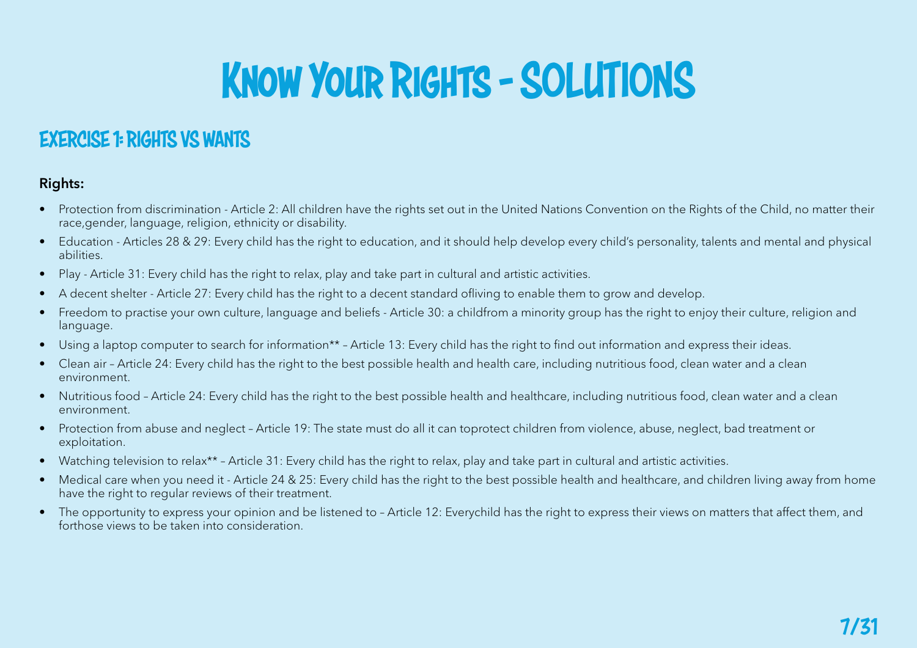# Know Your Rights - SOLUTIONS

## EXERCISE 1: RIGHTS VS WANTS

**Rights:**

- Protection from discrimination - Article 2: All children have the rights set out in the United Nations Convention on the Rights of the Child, no matter their race,gender, language, religion, ethnicity or disability.
- Education - Articles 28 & 29: Every child has the right to education, and it should help develop every child's personality, talents and mental and physical abilities.
- Play - Article 31: Every child has the right to relax, play and take part in cultural and artistic activities.
- A decent shelter - Article 27: Every child has the right to a decent standard ofliving to enable them to grow and develop.
- Freedom to practise your own culture, language and beliefs - Article 30: a childfrom a minority group has the right to enjoy their culture, religion and language.
- Using a laptop computer to search for information** – Article 13: Every child has the right to find out information and express their ideas.
- Clean air – Article 24: Every child has the right to the best possible health and health care, including nutritious food, clean water and a clean environment.
- Nutritious food – Article 24: Every child has the right to the best possible health and healthcare, including nutritious food, clean water and a clean environment.
- Protection from abuse and neglect – Article 19: The state must do all it can toprotect children from violence, abuse, neglect, bad treatment or exploitation.
- Watching television to relax** – Article 31: Every child has the right to relax, play and take part in cultural and artistic activities.
- Medical care when you need it - Article 24 & 25: Every child has the right to the best possible health and healthcare, and children living away from home have the right to regular reviews of their treatment.
- The opportunity to express your opinion and be listened to – Article 12: Everychild has the right to express their views on matters that affect them, and forthose views to be taken into consideration.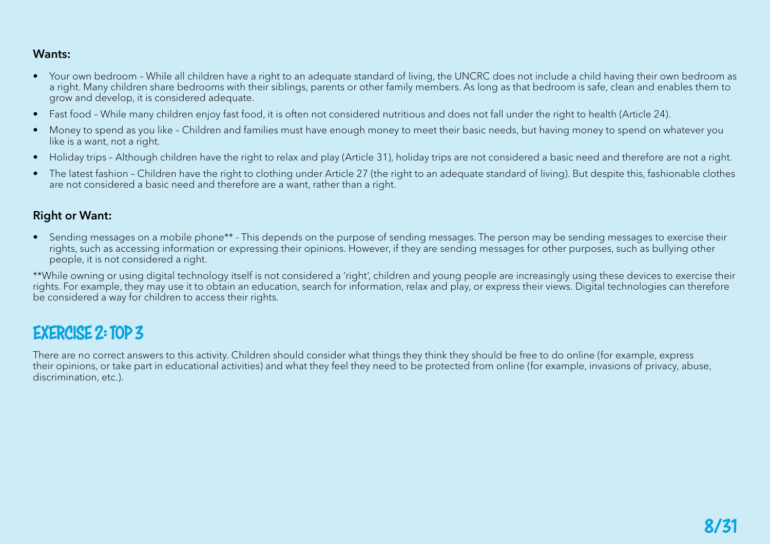**Wants:**

- Your own bedroom – While all children have a right to an adequate standard of living, the UNCRC does not include a child having their own bedroom as a right. Many children share bedrooms with their siblings, parents or other family members. As long as that bedroom is safe, clean and enables them to grow and develop, it is considered adequate.
- Fast food – While many children enjoy fast food, it is often not considered nutritious and does not fall under the right to health (Article 24).
- Money to spend as you like – Children and families must have enough money to meet their basic needs, but having money to spend on whatever you like is a want, not a right.
- Holiday trips – Although children have the right to relax and play (Article 31), holiday trips are not considered a basic need and therefore are not a right.
- The latest fashion – Children have the right to clothing under Article 27 (the right to an adequate standard of living). But despite this, fashionable clothes are not considered a basic need and therefore are a want, rather than a right.

**Right or Want:**

- Sending messages on a mobile phone** - This depends on the purpose of sending messages. The person may be sending messages to exercise their rights, such as accessing information or expressing their opinions. However, if they are sending messages for other purposes, such as bullying other people, it is not considered a right.

**While owning or using digital technology itself is not considered a 'right', children and young people are increasingly using these devices to exercise their rights. For example, they may use it to obtain an education, search for information, relax and play, or express their views. Digital technologies can therefore be considered a way for children to access their rights.

## EXERCISE 2: TOP 3

There are no correct answers to this activity. Children should consider what things they think they should be free to do online (for example, express their opinions, or take part in educational activities) and what they feel they need to be protected from online (for example, invasions of privacy, abuse, discrimination, etc.).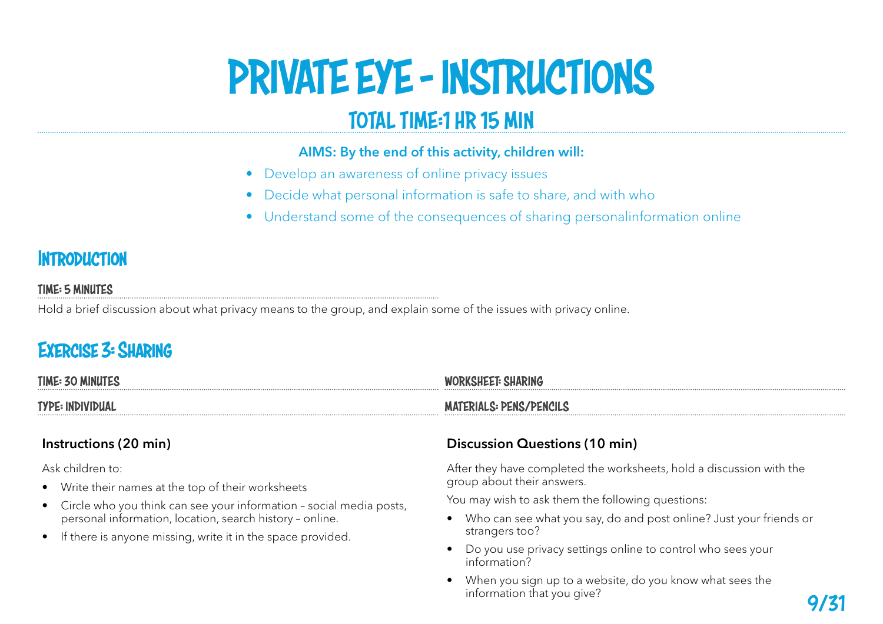# PRIVATE EYE - INSTRUCTIONS

## TOTAL TIME:1 HR 15 MIN

**AIMS: By the end of this activity, children will:**

- Develop an awareness of online privacy issues
- Decide what personal information is safe to share, and with who
- Understand some of the consequences of sharing personalinformation online

## Introduction

TIME: 5 MINUTES

Hold a brief discussion about what privacy means to the group, and explain some of the issues with privacy online.

## Exercise 3: Sharing

TIME: 30 MINUTES

TYPE: INDIVIDUAL

WORKSHEET: SHARING

MATERIALS: PENS/PENCILS

### Instructions (20 min)

Ask children to:

- Write their names at the top of their worksheets
- Circle who you think can see your information – social media posts, personal information, location, search history – online.
- If there is anyone missing, write it in the space provided.

### Discussion Questions (10 min)

After they have completed the worksheets, hold a discussion with the group about their answers.

You may wish to ask them the following questions:

- Who can see what you say, do and post online? Just your friends or strangers too?
- Do you use privacy settings online to control who sees your information?
- When you sign up to a website, do you know what sees the information that you give?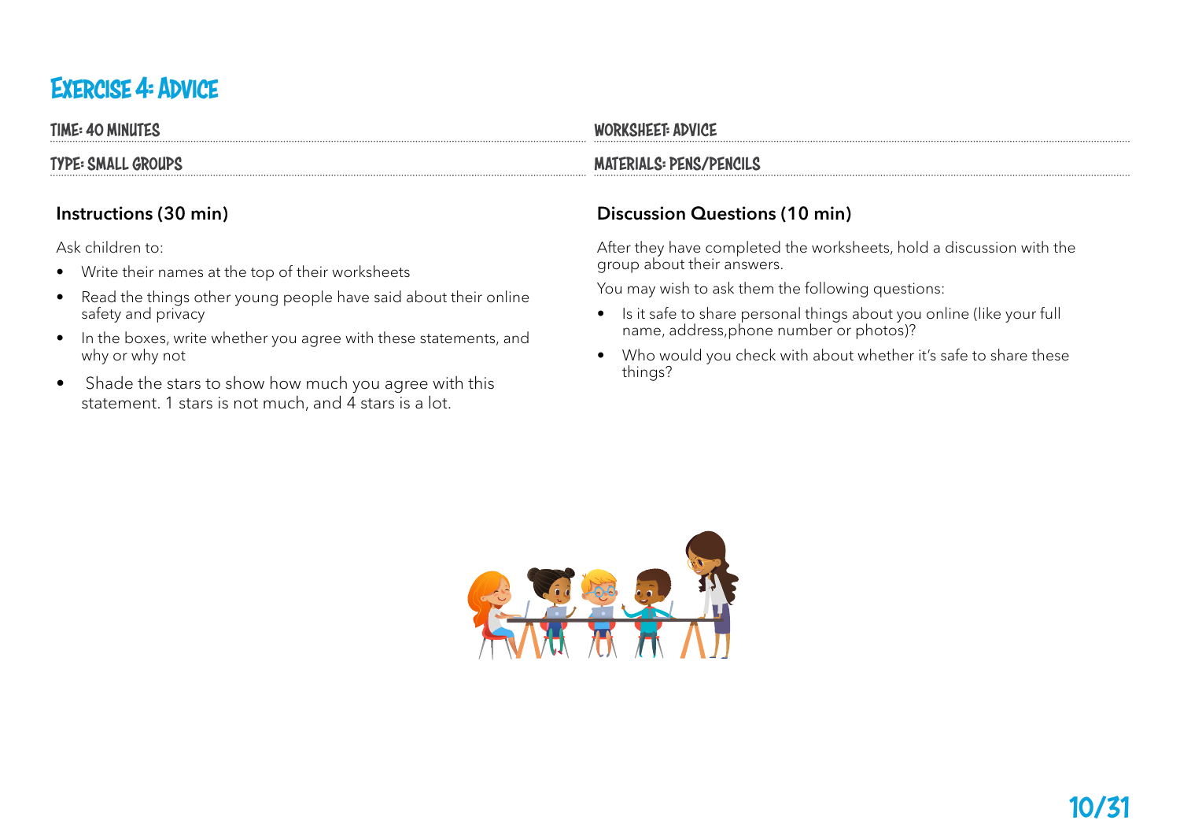# Exercise 4: Advice

TIME: 40 MINUTES

TYPE: SMALL GROUPS

WORKSHEET: ADVICE

MATERIALS: PENS/PENCILS

## Instructions (30 min)

Ask children to:

- Write their names at the top of their worksheets
- Read the things other young people have said about their online safety and privacy
- In the boxes, write whether you agree with these statements, and why or why not
- Shade the stars to show how much you agree with this statement. 1 stars is not much, and 4 stars is a lot.

## Discussion Questions (10 min)

After they have completed the worksheets, hold a discussion with the group about their answers.

You may wish to ask them the following questions:

- Is it safe to share personal things about you online (like your full name, address,phone number or photos)?
- Who would you check with about whether it's safe to share these things?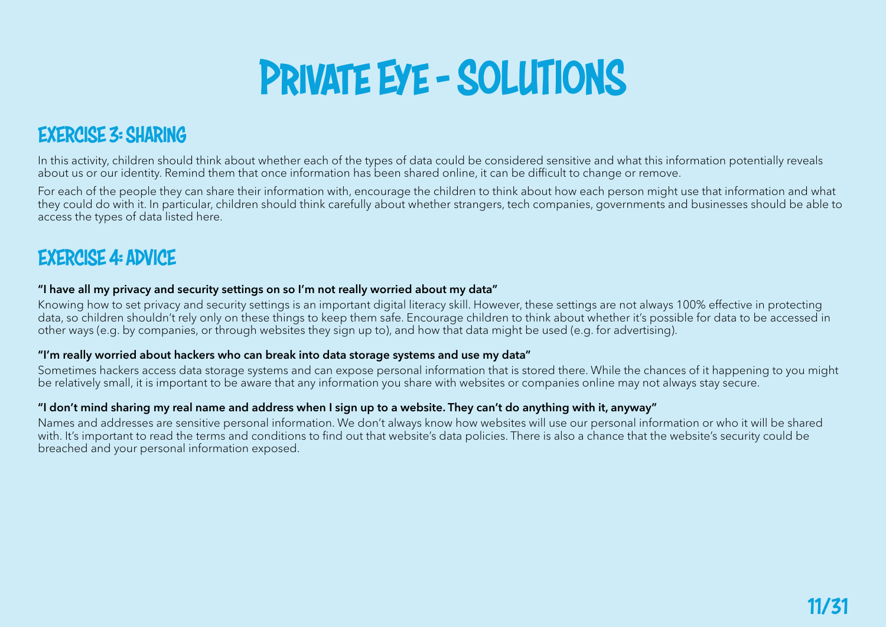# Private Eye - Solutions

## Exercise 3: Sharing

In this activity, children should think about whether each of the types of data could be considered sensitive and what this information potentially reveals about us or our identity. Remind them that once information has been shared online, it can be difficult to change or remove.

For each of the people they can share their information with, encourage the children to think about how each person might use that information and what they could do with it. In particular, children should think carefully about whether strangers, tech companies, governments and businesses should be able to access the types of data listed here.

## Exercise 4: Advice

**"I have all my privacy and security settings on so I'm not really worried about my data"**

Knowing how to set privacy and security settings is an important digital literacy skill. However, these settings are not always 100% effective in protecting data, so children shouldn't rely only on these things to keep them safe. Encourage children to think about whether it's possible for data to be accessed in other ways (e.g. by companies, or through websites they sign up to), and how that data might be used (e.g. for advertising).

**"I'm really worried about hackers who can break into data storage systems and use my data"**

Sometimes hackers access data storage systems and can expose personal information that is stored there. While the chances of it happening to you might be relatively small, it is important to be aware that any information you share with websites or companies online may not always stay secure.

**"I don't mind sharing my real name and address when I sign up to a website. They can't do anything with it, anyway"**

Names and addresses are sensitive personal information. We don't always know how websites will use our personal information or who it will be shared with. It's important to read the terms and conditions to find out that website's data policies. There is also a chance that the website's security could be breached and your personal information exposed.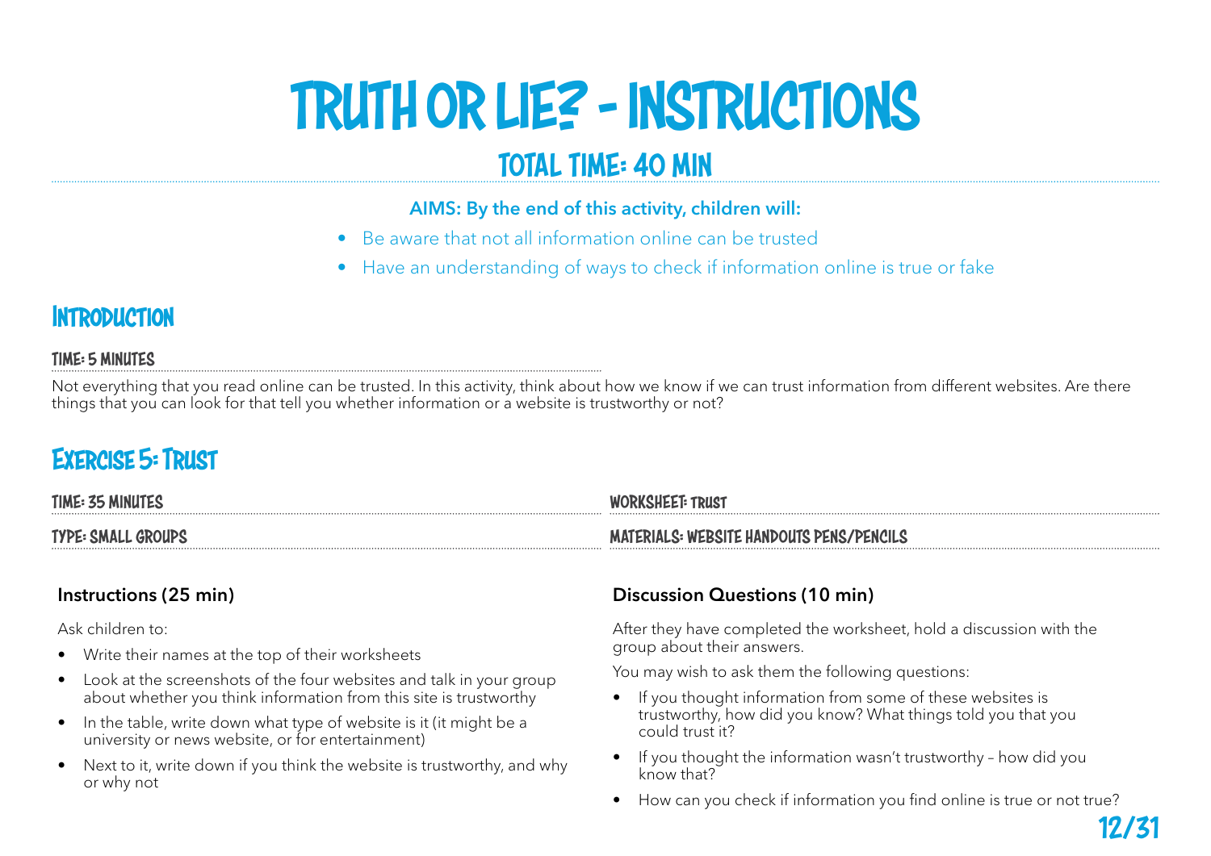# TRUTH OR LIE? - INSTRUCTIONS

## TOTAL TIME: 40 MIN

**AIMS: By the end of this activity, children will:**

- Be aware that not all information online can be trusted
- Have an understanding of ways to check if information online is true or fake

## INTRODUCTION

TIME: 5 MINUTES

Not everything that you read online can be trusted. In this activity, think about how we know if we can trust information from different websites. Are there things that you can look for that tell you whether information or a website is trustworthy or not?

## EXERCISE 5: TRUST

TIME: 35 MINUTES

TYPE: SMALL GROUPS

WORKSHEET: TRUST

MATERIALS: WEBSITE HANDOUTS PENS/PENCILS

### Instructions (25 min)

Ask children to:

- Write their names at the top of their worksheets
- Look at the screenshots of the four websites and talk in your group about whether you think information from this site is trustworthy
- In the table, write down what type of website is it (it might be a university or news website, or for entertainment)
- Next to it, write down if you think the website is trustworthy, and why or why not

### Discussion Questions (10 min)

After they have completed the worksheet, hold a discussion with the group about their answers.

You may wish to ask them the following questions:

- If you thought information from some of these websites is trustworthy, how did you know? What things told you that you could trust it?
- If you thought the information wasn't trustworthy – how did you know that?
- How can you check if information you find online is true or not true?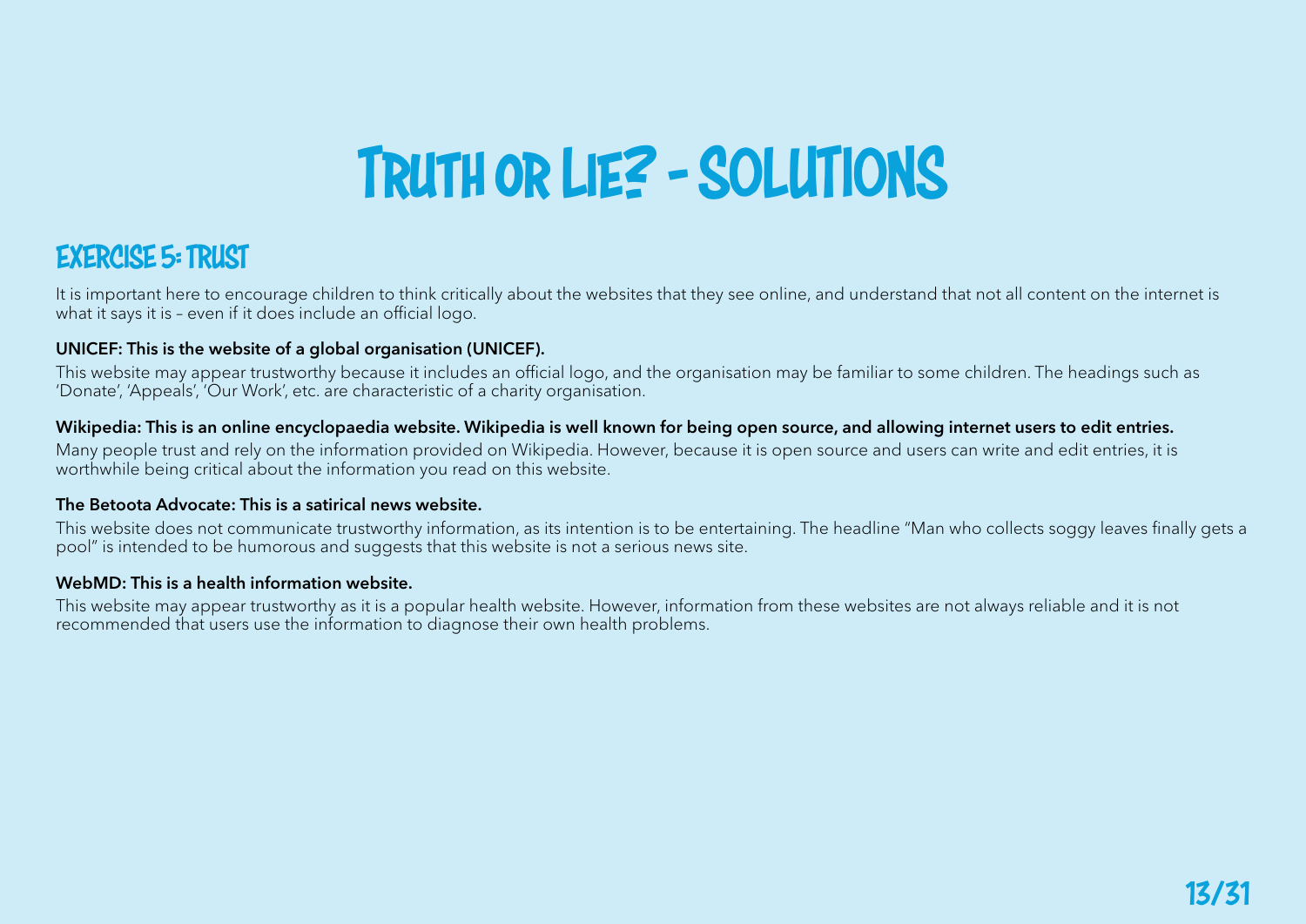# TRUTH OR LIE? - SOLUTIONS

## EXERCISE 5: TRUST

It is important here to encourage children to think critically about the websites that they see online, and understand that not all content on the internet is what it says it is – even if it does include an official logo.

**UNICEF: This is the website of a global organisation (UNICEF).**

This website may appear trustworthy because it includes an official logo, and the organisation may be familiar to some children. The headings such as 'Donate', 'Appeals', 'Our Work', etc. are characteristic of a charity organisation.

**Wikipedia: This is an online encyclopaedia website. Wikipedia is well known for being open source, and allowing internet users to edit entries.**

Many people trust and rely on the information provided on Wikipedia. However, because it is open source and users can write and edit entries, it is worthwhile being critical about the information you read on this website.

**The Betoota Advocate: This is a satirical news website.**

This website does not communicate trustworthy information, as its intention is to be entertaining. The headline "Man who collects soggy leaves finally gets a pool" is intended to be humorous and suggests that this website is not a serious news site.

**WebMD: This is a health information website.**

This website may appear trustworthy as it is a popular health website. However, information from these websites are not always reliable and it is not recommended that users use the information to diagnose their own health problems.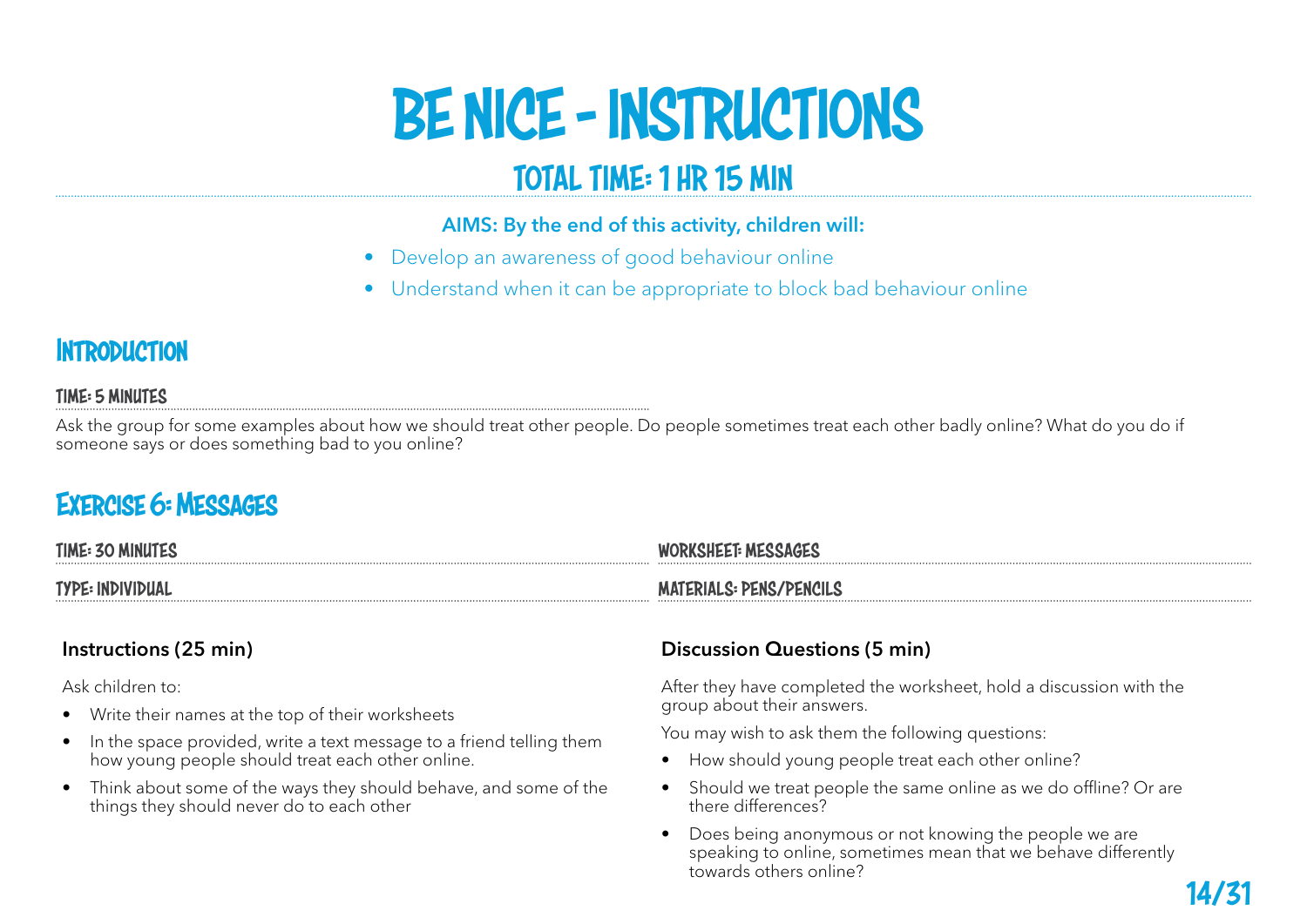# BE NICE - INSTRUCTIONS

## TOTAL TIME: 1 HR 15 MIN

**AIMS: By the end of this activity, children will:**

- Develop an awareness of good behaviour online
- Understand when it can be appropriate to block bad behaviour online

## Introduction

TIME: 5 MINUTES

Ask the group for some examples about how we should treat other people. Do people sometimes treat each other badly online? What do you do if someone says or does something bad to you online?

## Exercise 6: Messages

TIME: 30 MINUTES

TYPE: INDIVIDUAL

WORKSHEET: MESSAGES

MATERIALS: PENS/PENCILS

### Instructions (25 min)

Ask children to:

- Write their names at the top of their worksheets
- In the space provided, write a text message to a friend telling them how young people should treat each other online.
- Think about some of the ways they should behave, and some of the things they should never do to each other

### Discussion Questions (5 min)

After they have completed the worksheet, hold a discussion with the group about their answers.

You may wish to ask them the following questions:

- How should young people treat each other online?
- Should we treat people the same online as we do offline? Or are there differences?
- Does being anonymous or not knowing the people we are speaking to online, sometimes mean that we behave differently towards others online?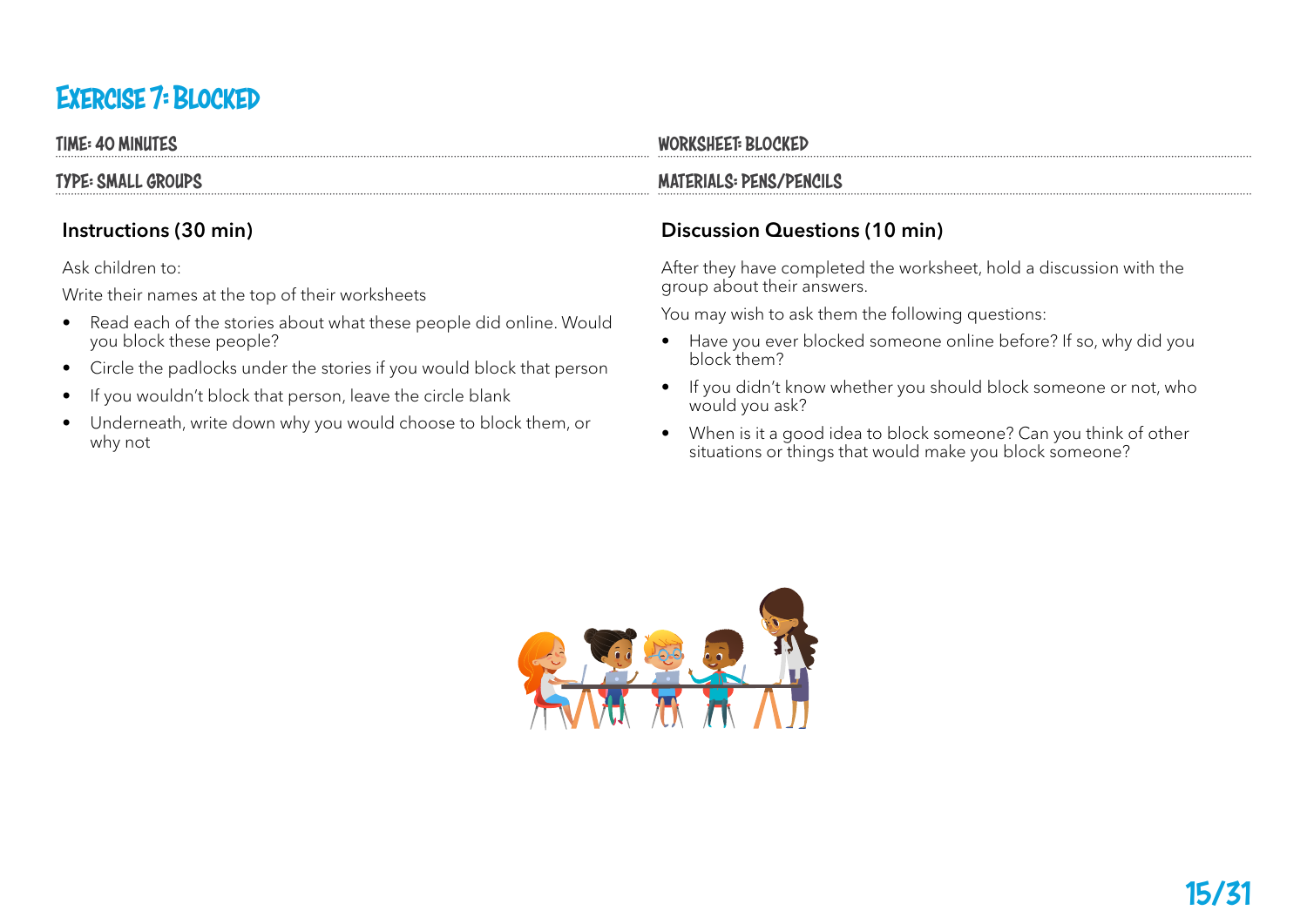# Exercise 7: Blocked

TIME: 40 MINUTES

WORKSHEET: BLOCKED

TYPE: SMALL GROUPS

MATERIALS: PENS/PENCILS

### Instructions (30 min)

Ask children to:

Write their names at the top of their worksheets

- Read each of the stories about what these people did online. Would you block these people?
- Circle the padlocks under the stories if you would block that person
- If you wouldn't block that person, leave the circle blank
- Underneath, write down why you would choose to block them, or why not

### Discussion Questions (10 min)

After they have completed the worksheet, hold a discussion with the group about their answers.

You may wish to ask them the following questions:

- Have you ever blocked someone online before? If so, why did you block them?
- If you didn't know whether you should block someone or not, who would you ask?
- When is it a good idea to block someone? Can you think of other situations or things that would make you block someone?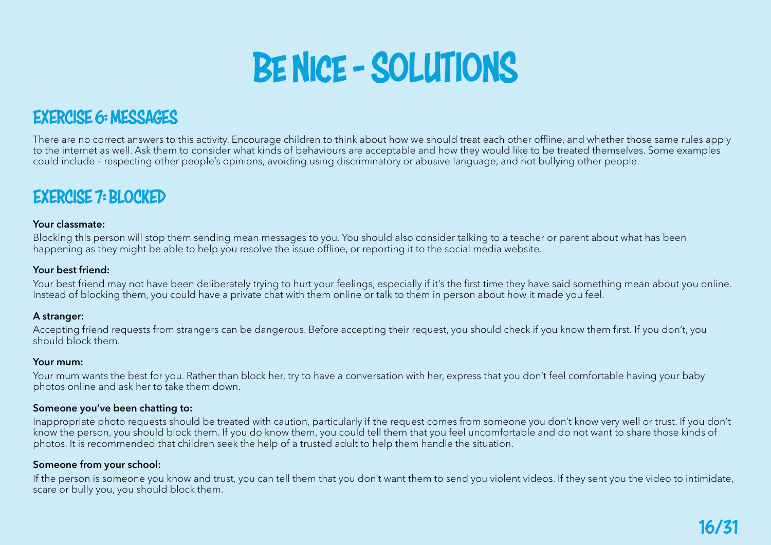# Be Nice - Solutions

## Exercise 6: Messages

There are no correct answers to this activity. Encourage children to think about how we should treat each other offline, and whether those same rules apply to the internet as well. Ask them to consider what kinds of behaviours are acceptable and how they would like to be treated themselves. Some examples could include – respecting other people's opinions, avoiding using discriminatory or abusive language, and not bullying other people.

## Exercise 7: Blocked

**Your classmate:**

Blocking this person will stop them sending mean messages to you. You should also consider talking to a teacher or parent about what has been happening as they might be able to help you resolve the issue offline, or reporting it to the social media website.

**Your best friend:**

Your best friend may not have been deliberately trying to hurt your feelings, especially if it's the first time they have said something mean about you online. Instead of blocking them, you could have a private chat with them online or talk to them in person about how it made you feel.

**A stranger:**

Accepting friend requests from strangers can be dangerous. Before accepting their request, you should check if you know them first. If you don't, you should block them.

**Your mum:**

Your mum wants the best for you. Rather than block her, try to have a conversation with her, express that you don't feel comfortable having your baby photos online and ask her to take them down.

**Someone you've been chatting to:**

Inappropriate photo requests should be treated with caution, particularly if the request comes from someone you don't know very well or trust. If you don't know the person, you should block them. If you do know them, you could tell them that you feel uncomfortable and do not want to share those kinds of photos. It is recommended that children seek the help of a trusted adult to help them handle the situation.

**Someone from your school:**

If the person is someone you know and trust, you can tell them that you don't want them to send you violent videos. If they sent you the video to intimidate, scare or bully you, you should block them.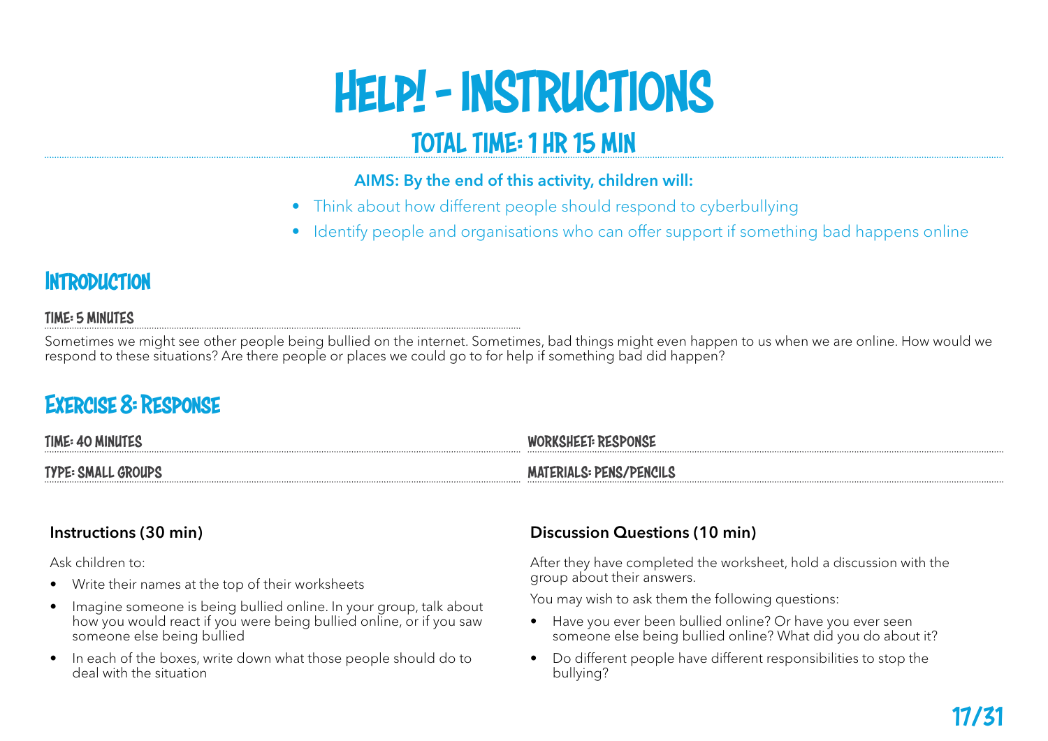# HELP! - INSTRUCTIONS

## TOTAL TIME: 1 HR 15 MIN

**AIMS: By the end of this activity, children will:**

- Think about how different people should respond to cyberbullying
- Identify people and organisations who can offer support if something bad happens online

## INTRODUCTION

TIME: 5 MINUTES

Sometimes we might see other people being bullied on the internet. Sometimes, bad things might even happen to us when we are online. How would we respond to these situations? Are there people or places we could go to for help if something bad did happen?

## EXERCISE 8: RESPONSE

TIME: 40 MINUTES

TYPE: SMALL GROUPS

WORKSHEET: RESPONSE

MATERIALS: PENS/PENCILS

### Instructions (30 min)

Ask children to:

- Write their names at the top of their worksheets
- Imagine someone is being bullied online. In your group, talk about how you would react if you were being bullied online, or if you saw someone else being bullied
- In each of the boxes, write down what those people should do to deal with the situation

### Discussion Questions (10 min)

After they have completed the worksheet, hold a discussion with the group about their answers.

You may wish to ask them the following questions:

- Have you ever been bullied online? Or have you ever seen someone else being bullied online? What did you do about it?
- Do different people have different responsibilities to stop the bullying?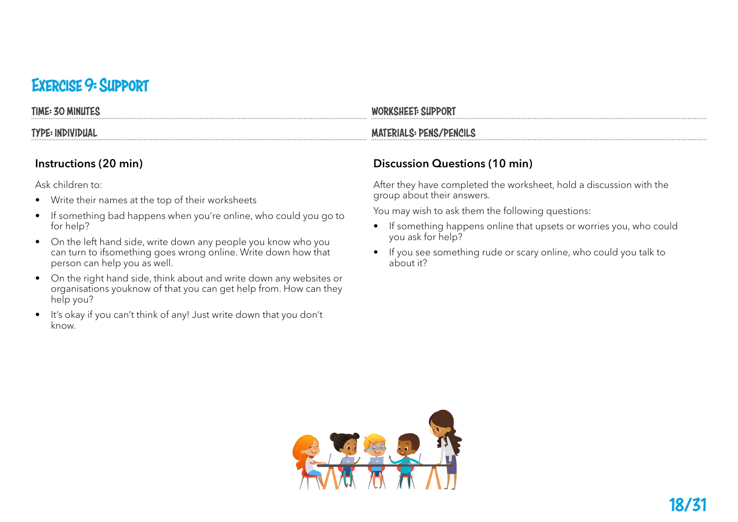# Exercise 9: Support

TIME: 30 MINUTES

TYPE: INDIVIDUAL

WORKSHEET: SUPPORT

MATERIALS: PENS/PENCILS

### Instructions (20 min)

Ask children to:

- Write their names at the top of their worksheets
- If something bad happens when you're online, who could you go to for help?
- On the left hand side, write down any people you know who you can turn to ifsomething goes wrong online. Write down how that person can help you as well.
- On the right hand side, think about and write down any websites or organisations youknow of that you can get help from. How can they help you?
- It's okay if you can't think of any! Just write down that you don't know.

### Discussion Questions (10 min)

After they have completed the worksheet, hold a discussion with the group about their answers.

You may wish to ask them the following questions:

- If something happens online that upsets or worries you, who could you ask for help?
- If you see something rude or scary online, who could you talk to about it?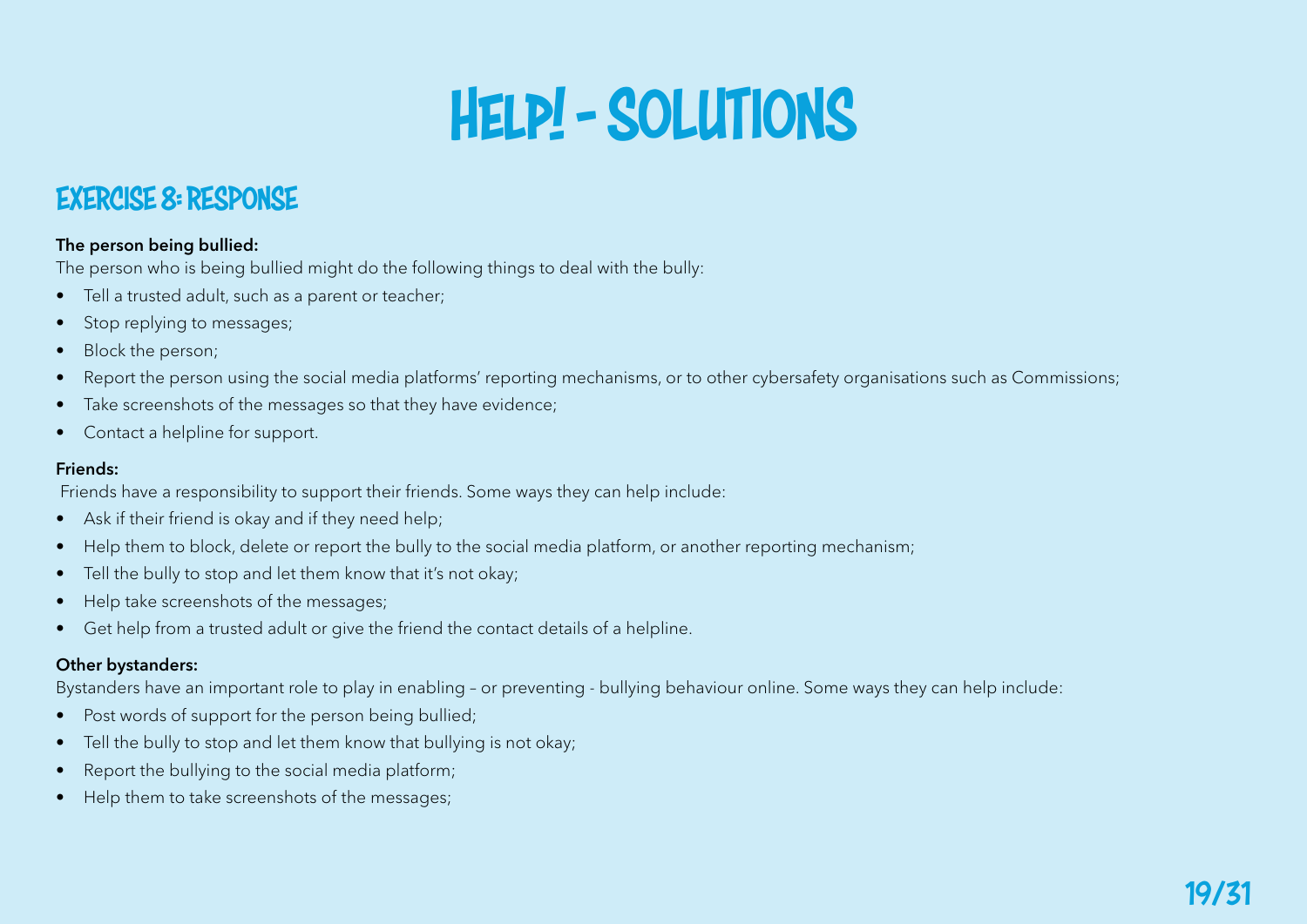# HELP! - SOLUTIONS

## EXERCISE 8: RESPONSE

**The person being bullied:**

The person who is being bullied might do the following things to deal with the bully:

- Tell a trusted adult, such as a parent or teacher;
- Stop replying to messages;
- Block the person;
- Report the person using the social media platforms' reporting mechanisms, or to other cybersafety organisations such as Commissions;
- Take screenshots of the messages so that they have evidence;
- Contact a helpline for support.

**Friends:**

Friends have a responsibility to support their friends. Some ways they can help include:

- Ask if their friend is okay and if they need help;
- Help them to block, delete or report the bully to the social media platform, or another reporting mechanism;
- Tell the bully to stop and let them know that it's not okay;
- Help take screenshots of the messages;
- Get help from a trusted adult or give the friend the contact details of a helpline.

**Other bystanders:**

Bystanders have an important role to play in enabling – or preventing - bullying behaviour online. Some ways they can help include:

- Post words of support for the person being bullied;
- Tell the bully to stop and let them know that bullying is not okay;
- Report the bullying to the social media platform;
- Help them to take screenshots of the messages;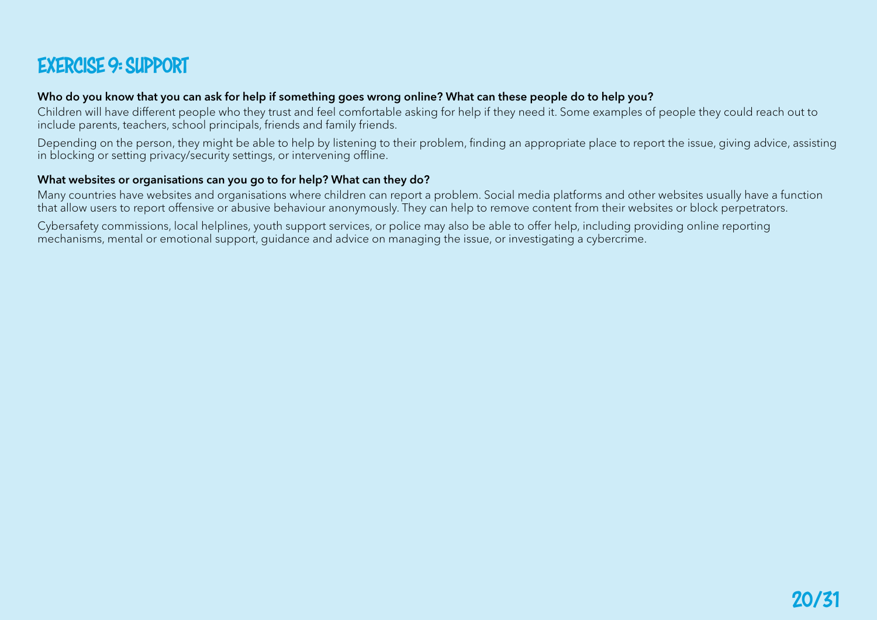# EXERCISE 9: SUPPORT

**Who do you know that you can ask for help if something goes wrong online? What can these people do to help you?**

Children will have different people who they trust and feel comfortable asking for help if they need it. Some examples of people they could reach out to include parents, teachers, school principals, friends and family friends.

Depending on the person, they might be able to help by listening to their problem, finding an appropriate place to report the issue, giving advice, assisting in blocking or setting privacy/security settings, or intervening offline.

**What websites or organisations can you go to for help? What can they do?**

Many countries have websites and organisations where children can report a problem. Social media platforms and other websites usually have a function that allow users to report offensive or abusive behaviour anonymously. They can help to remove content from their websites or block perpetrators.

Cybersafety commissions, local helplines, youth support services, or police may also be able to offer help, including providing online reporting mechanisms, mental or emotional support, guidance and advice on managing the issue, or investigating a cybercrime.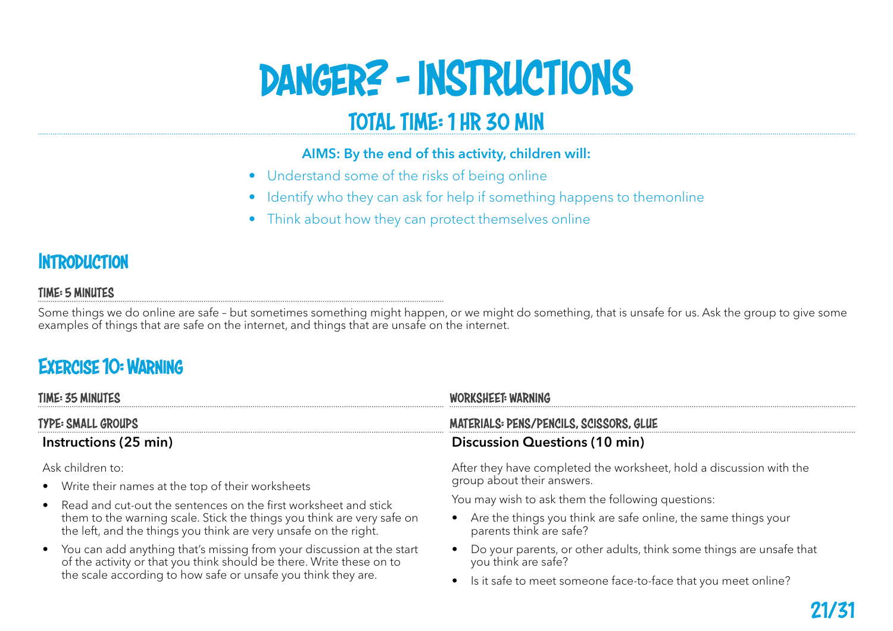# DANGER? - INSTRUCTIONS

## TOTAL TIME: 1 HR 30 MIN

**AIMS: By the end of this activity, children will:**

- Understand some of the risks of being online
- Identify who they can ask for help if something happens to themonline
- Think about how they can protect themselves online

## Introduction

### TIME: 5 MINUTES

Some things we do online are safe – but sometimes something might happen, or we might do something, that is unsafe for us. Ask the group to give some examples of things that are safe on the internet, and things that are unsafe on the internet.

## Exercise 10: Warning

### TIME: 35 MINUTES

### TYPE: SMALL GROUPS

### WORKSHEET: WARNING

### MATERIALS: PENS/PENCILS, SCISSORS, GLUE

**Instructions (25 min)**

Ask children to:

- Write their names at the top of their worksheets
- Read and cut-out the sentences on the first worksheet and stick them to the warning scale. Stick the things you think are very safe on the left, and the things you think are very unsafe on the right.
- You can add anything that's missing from your discussion at the start of the activity or that you think should be there. Write these on to the scale according to how safe or unsafe you think they are.

**Discussion Questions (10 min)**

After they have completed the worksheet, hold a discussion with the group about their answers.

You may wish to ask them the following questions:

- Are the things you think are safe online, the same things your parents think are safe?
- Do your parents, or other adults, think some things are unsafe that you think are safe?
- Is it safe to meet someone face-to-face that you meet online?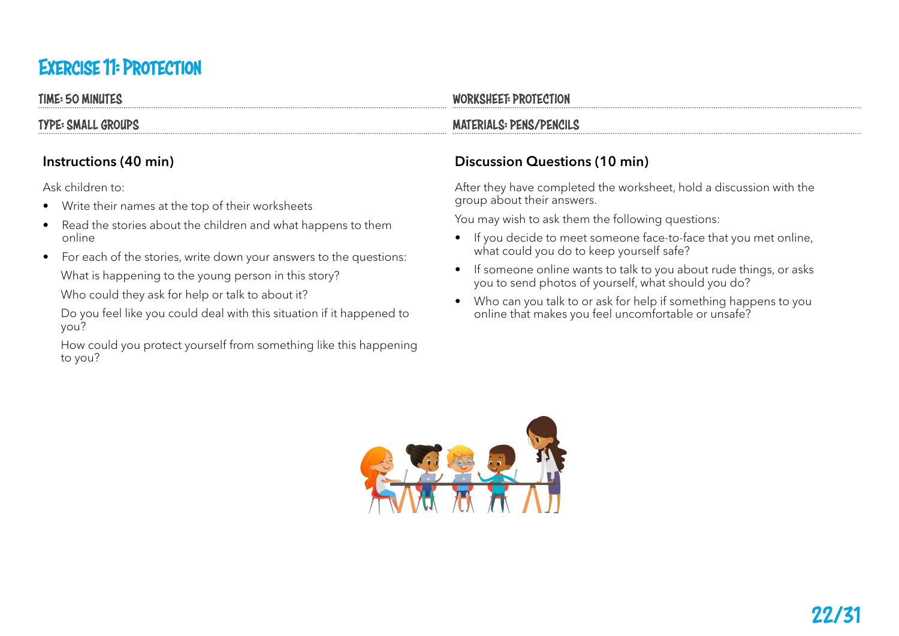# Exercise 11: Protection

**TIME:** 50 MINUTES

**TYPE:** SMALL GROUPS

**WORKSHEET:** PROTECTION

**MATERIALS:** PENS/PENCILS

### Instructions (40 min)

Ask children to:

- Write their names at the top of their worksheets
- Read the stories about the children and what happens to them online
- For each of the stories, write down your answers to the questions:

  What is happening to the young person in this story?

  Who could they ask for help or talk to about it?

  Do you feel like you could deal with this situation if it happened to you?

  How could you protect yourself from something like this happening to you?

### Discussion Questions (10 min)

After they have completed the worksheet, hold a discussion with the group about their answers.

You may wish to ask them the following questions:

- If you decide to meet someone face-to-face that you met online, what could you do to keep yourself safe?
- If someone online wants to talk to you about rude things, or asks you to send photos of yourself, what should you do?
- Who can you talk to or ask for help if something happens to you online that makes you feel uncomfortable or unsafe?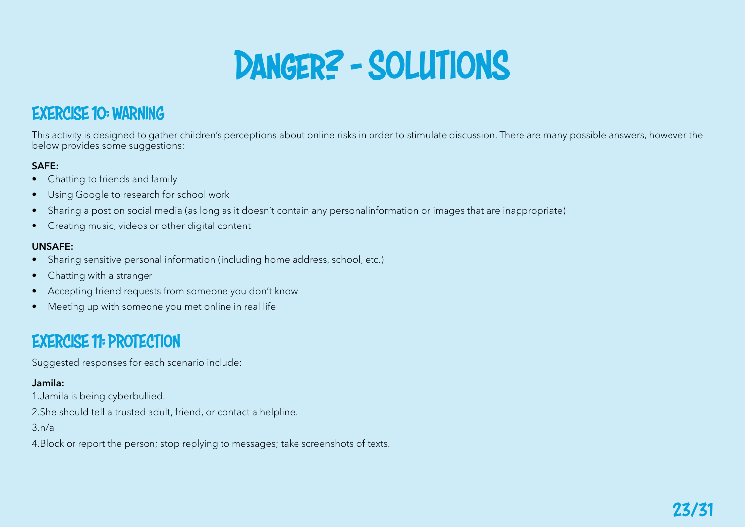# DANGER? - SOLUTIONS

## EXERCISE 10: WARNING

This activity is designed to gather children's perceptions about online risks in order to stimulate discussion. There are many possible answers, however the below provides some suggestions:

**SAFE:**

- Chatting to friends and family
- Using Google to research for school work
- Sharing a post on social media (as long as it doesn't contain any personalinformation or images that are inappropriate)
- Creating music, videos or other digital content

**UNSAFE:**

- Sharing sensitive personal information (including home address, school, etc.)
- Chatting with a stranger
- Accepting friend requests from someone you don't know
- Meeting up with someone you met online in real life

## EXERCISE 11: PROTECTION

Suggested responses for each scenario include:

**Jamila:**

1.Jamila is being cyberbullied.

2.She should tell a trusted adult, friend, or contact a helpline.

3.n/a

4.Block or report the person; stop replying to messages; take screenshots of texts.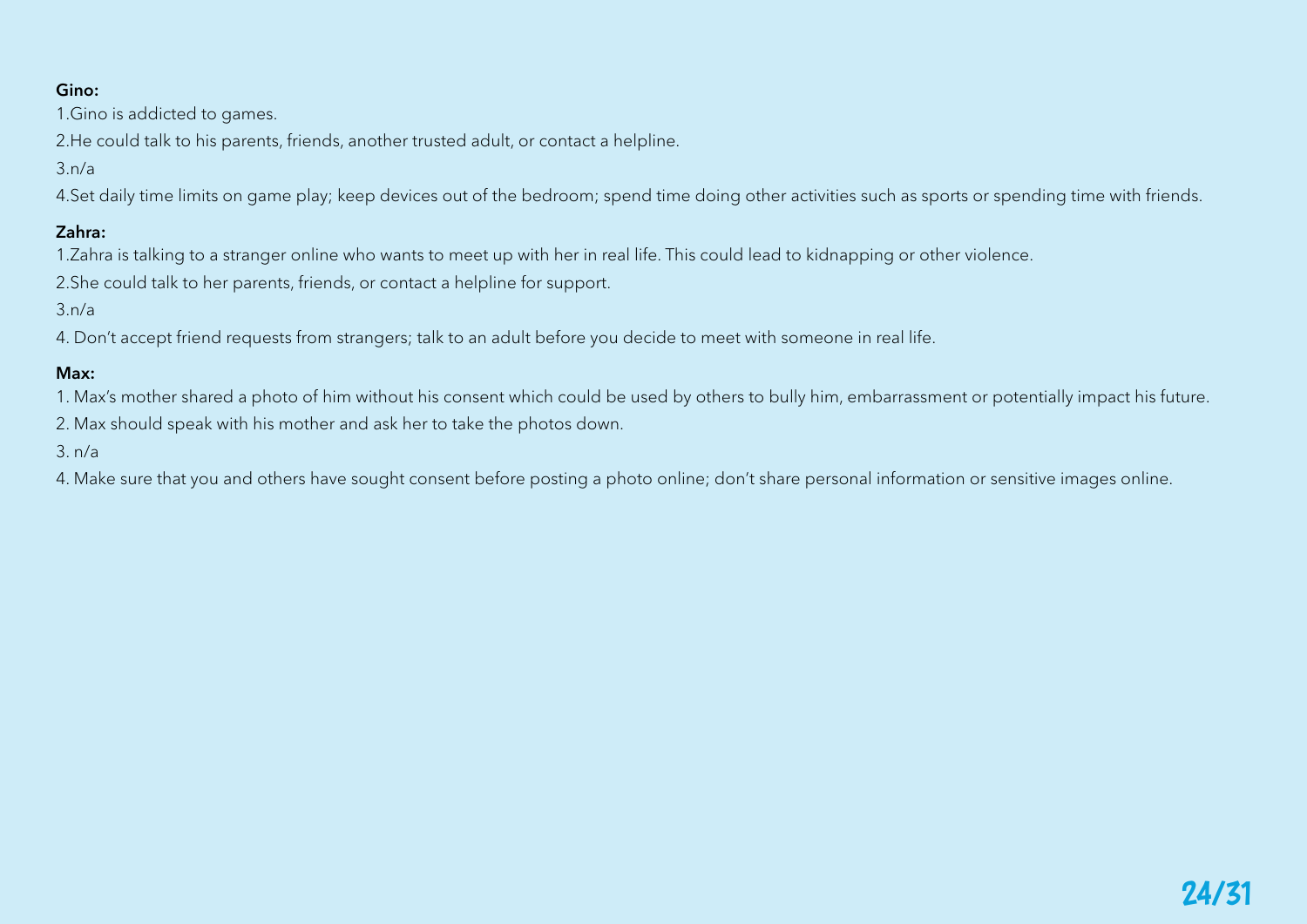**Gino:**

1.Gino is addicted to games.

2.He could talk to his parents, friends, another trusted adult, or contact a helpline.

3.n/a

4.Set daily time limits on game play; keep devices out of the bedroom; spend time doing other activities such as sports or spending time with friends.

**Zahra:**

1.Zahra is talking to a stranger online who wants to meet up with her in real life. This could lead to kidnapping or other violence.

2.She could talk to her parents, friends, or contact a helpline for support.

3.n/a

4. Don't accept friend requests from strangers; talk to an adult before you decide to meet with someone in real life.

**Max:**

1. Max's mother shared a photo of him without his consent which could be used by others to bully him, embarrassment or potentially impact his future.

2. Max should speak with his mother and ask her to take the photos down.

3. n/a

4. Make sure that you and others have sought consent before posting a photo online; don't share personal information or sensitive images online.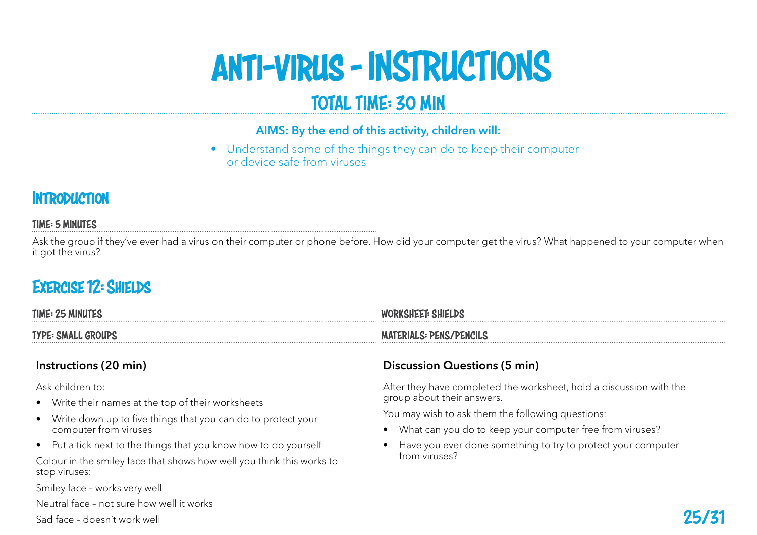# ANTI-VIRUS - INSTRUCTIONS

## TOTAL TIME: 30 MIN

**AIMS: By the end of this activity, children will:**

- Understand some of the things they can do to keep their computer or device safe from viruses

## Introduction

TIME: 5 MINUTES

Ask the group if they've ever had a virus on their computer or phone before. How did your computer get the virus? What happened to your computer when it got the virus?

## Exercise 12: Shields

TIME: 25 MINUTES

TYPE: SMALL GROUPS

WORKSHEET: SHIELDS

MATERIALS: PENS/PENCILS

### Instructions (20 min)

Ask children to:

- Write their names at the top of their worksheets
- Write down up to five things that you can do to protect your computer from viruses
- Put a tick next to the things that you know how to do yourself

Colour in the smiley face that shows how well you think this works to stop viruses:

Smiley face – works very well

Neutral face – not sure how well it works

Sad face – doesn't work well

### Discussion Questions (5 min)

After they have completed the worksheet, hold a discussion with the group about their answers.

You may wish to ask them the following questions:

- What can you do to keep your computer free from viruses?
- Have you ever done something to try to protect your computer from viruses?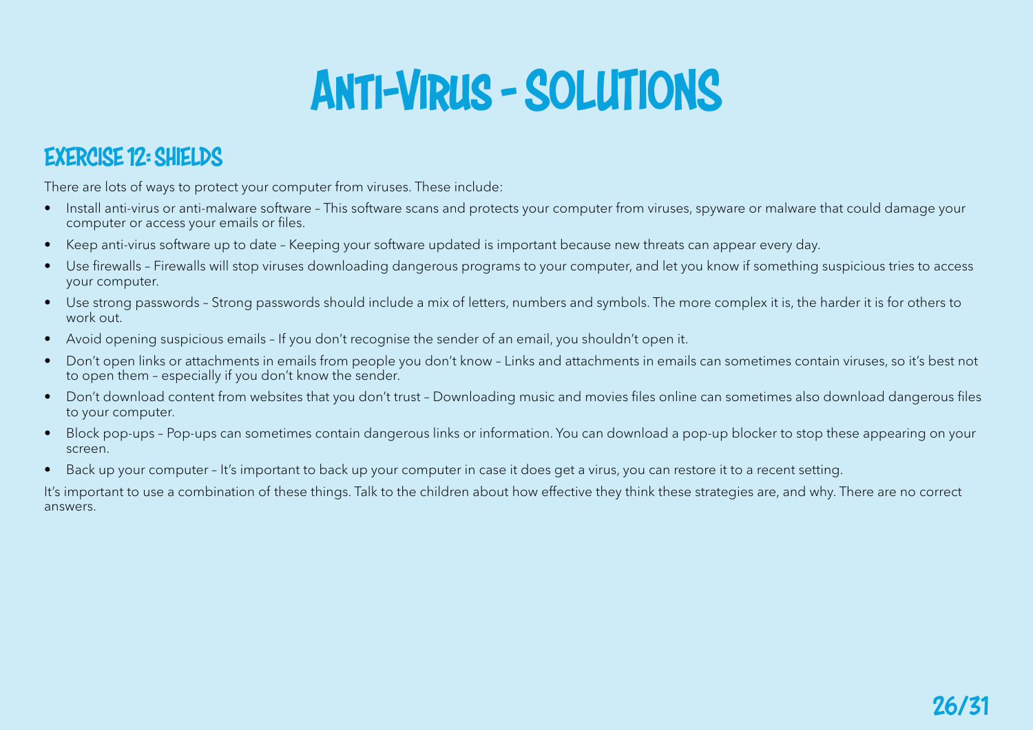# Anti-Virus - Solutions

## Exercise 12: Shields

There are lots of ways to protect your computer from viruses. These include:

- Install anti-virus or anti-malware software – This software scans and protects your computer from viruses, spyware or malware that could damage your computer or access your emails or files.
- Keep anti-virus software up to date – Keeping your software updated is important because new threats can appear every day.
- Use firewalls – Firewalls will stop viruses downloading dangerous programs to your computer, and let you know if something suspicious tries to access your computer.
- Use strong passwords – Strong passwords should include a mix of letters, numbers and symbols. The more complex it is, the harder it is for others to work out.
- Avoid opening suspicious emails – If you don't recognise the sender of an email, you shouldn't open it.
- Don't open links or attachments in emails from people you don't know – Links and attachments in emails can sometimes contain viruses, so it's best not to open them – especially if you don't know the sender.
- Don't download content from websites that you don't trust – Downloading music and movies files online can sometimes also download dangerous files to your computer.
- Block pop-ups – Pop-ups can sometimes contain dangerous links or information. You can download a pop-up blocker to stop these appearing on your screen.
- Back up your computer – It's important to back up your computer in case it does get a virus, you can restore it to a recent setting.

It's important to use a combination of these things. Talk to the children about how effective they think these strategies are, and why. There are no correct answers.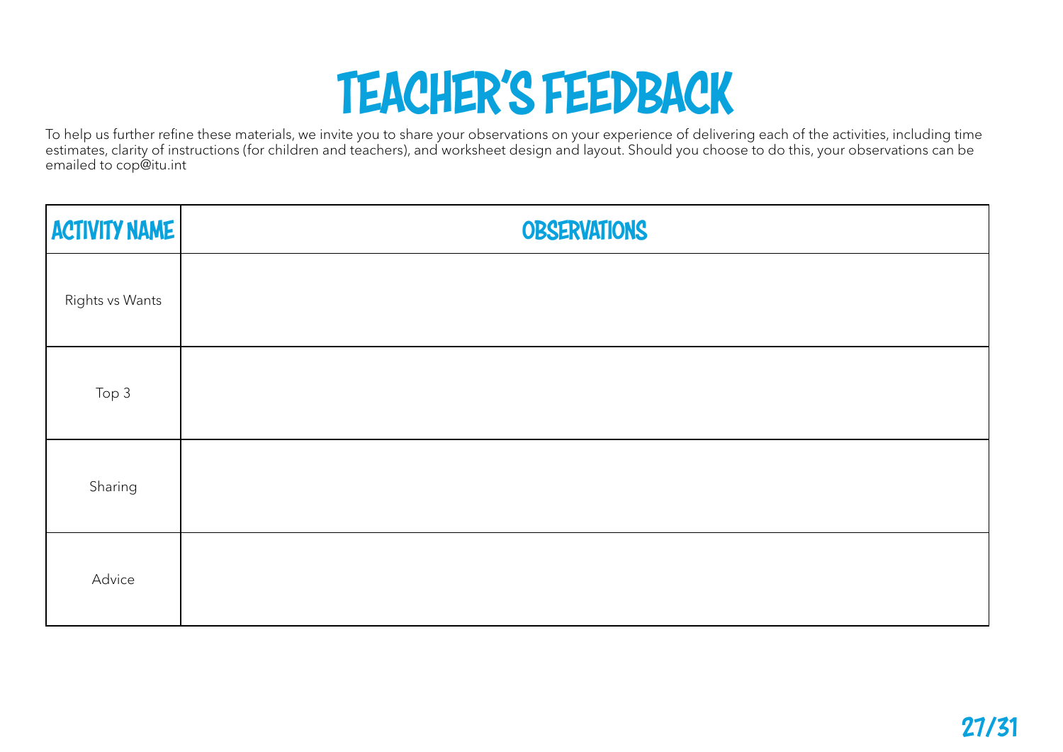# TEACHER'S FEEDBACK

To help us further refine these materials, we invite you to share your observations on your experience of delivering each of the activities, including time estimates, clarity of instructions (for children and teachers), and worksheet design and layout. Should you choose to do this, your observations can be emailed to cop@itu.int

| ACTIVITY NAME | OBSERVATIONS |
| --- | --- |
| Rights vs Wants | |
| Top 3 | |
| Sharing | |
| Advice | |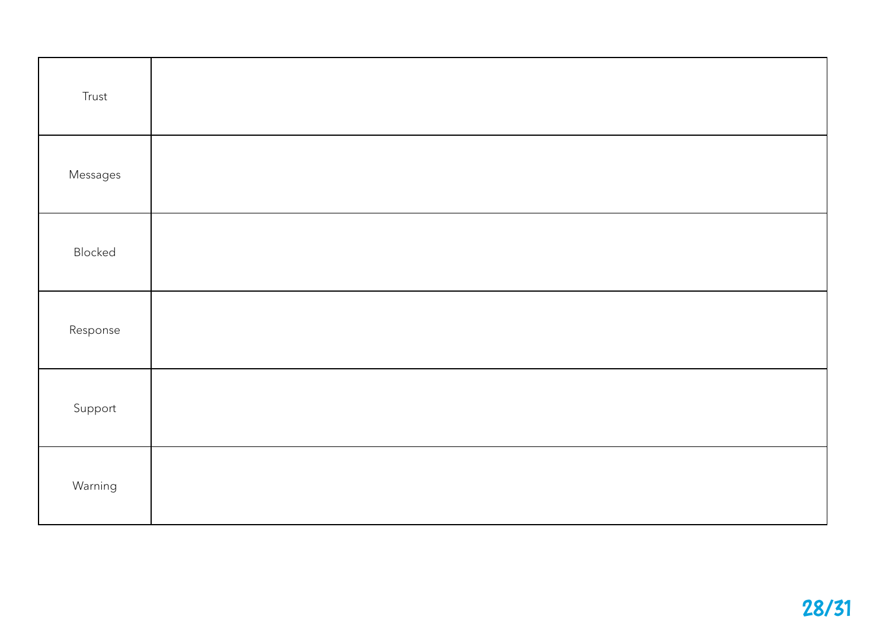| | |
|---|---|
| Trust | |
| Messages | |
| Blocked | |
| Response | |
| Support | |
| Warning | |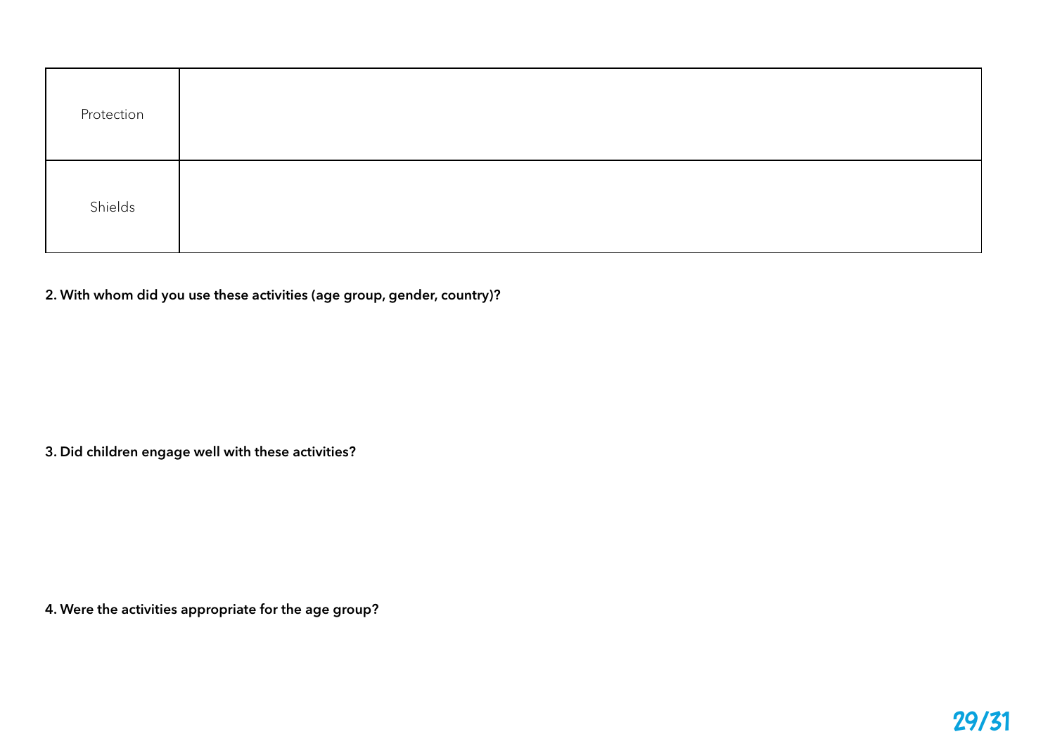| | |
|---|---|
| Protection | |
| Shields | |

**2. With whom did you use these activities (age group, gender, country)?**

**3. Did children engage well with these activities?**

**4. Were the activities appropriate for the age group?**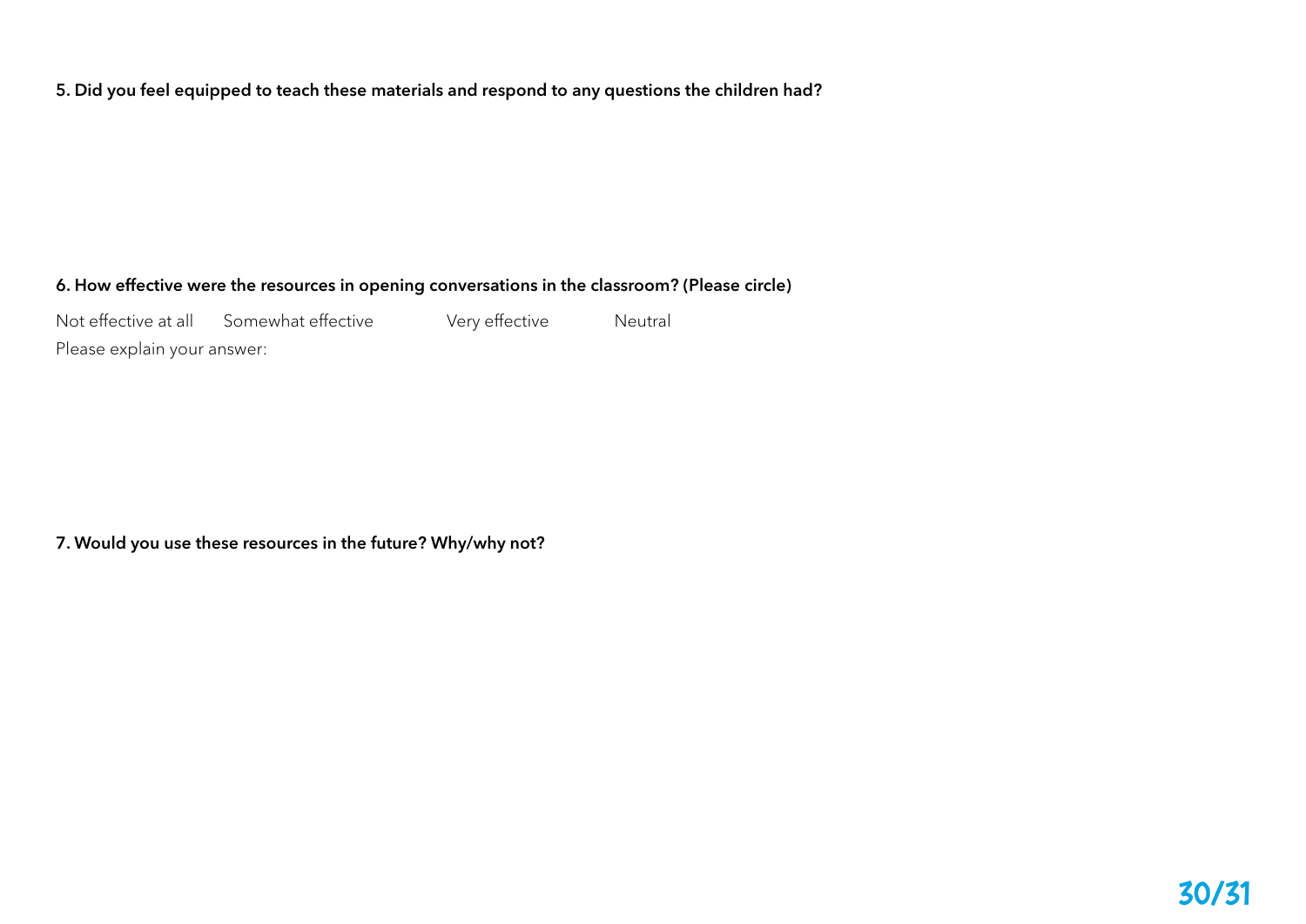**5. Did you feel equipped to teach these materials and respond to any questions the children had?**

**6. How effective were the resources in opening conversations in the classroom? (Please circle)**

Not effective at all     Somewhat effective     Very effective     Neutral

Please explain your answer:

**7. Would you use these resources in the future? Why/why not?**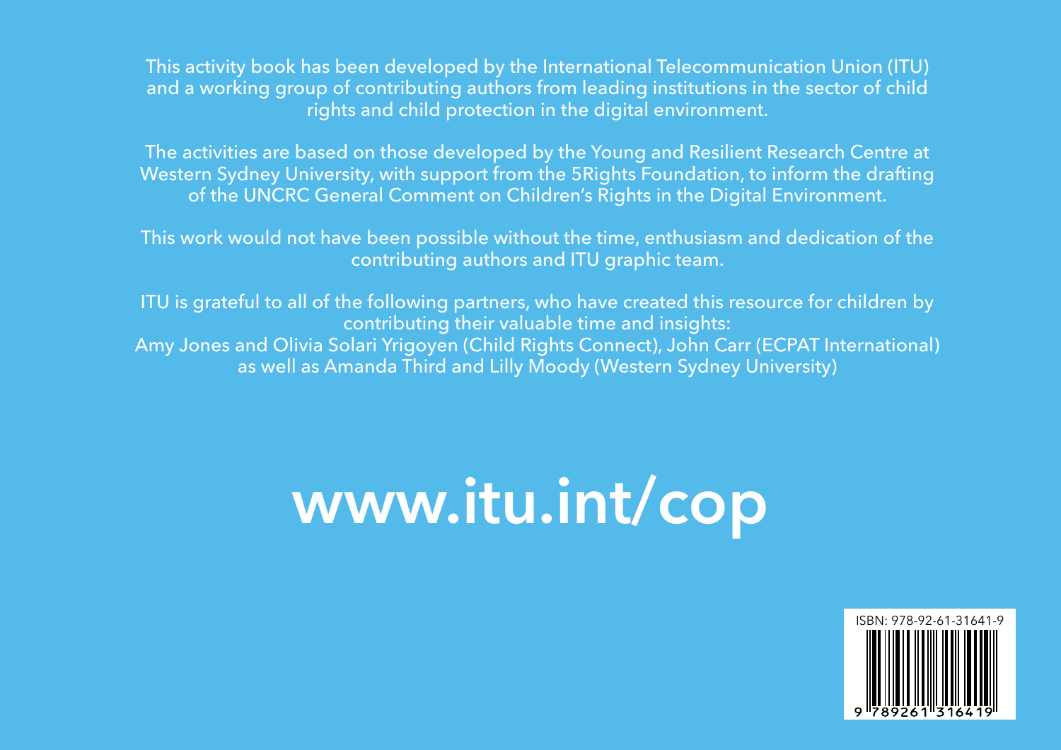This activity book has been developed by the International Telecommunication Union (ITU) and a working group of contributing authors from leading institutions in the sector of child rights and child protection in the digital environment.

The activities are based on those developed by the Young and Resilient Research Centre at Western Sydney University, with support from the 5Rights Foundation, to inform the drafting of the UNCRC General Comment on Children's Rights in the Digital Environment.

This work would not have been possible without the time, enthusiasm and dedication of the contributing authors and ITU graphic team.

ITU is grateful to all of the following partners, who have created this resource for children by contributing their valuable time and insights:
Amy Jones and Olivia Solari Yrigoyen (Child Rights Connect), John Carr (ECPAT International) as well as Amanda Third and Lilly Moody (Western Sydney University)

# www.itu.int/cop

ISBN: 978-92-61-31641-9

9 789261 316419